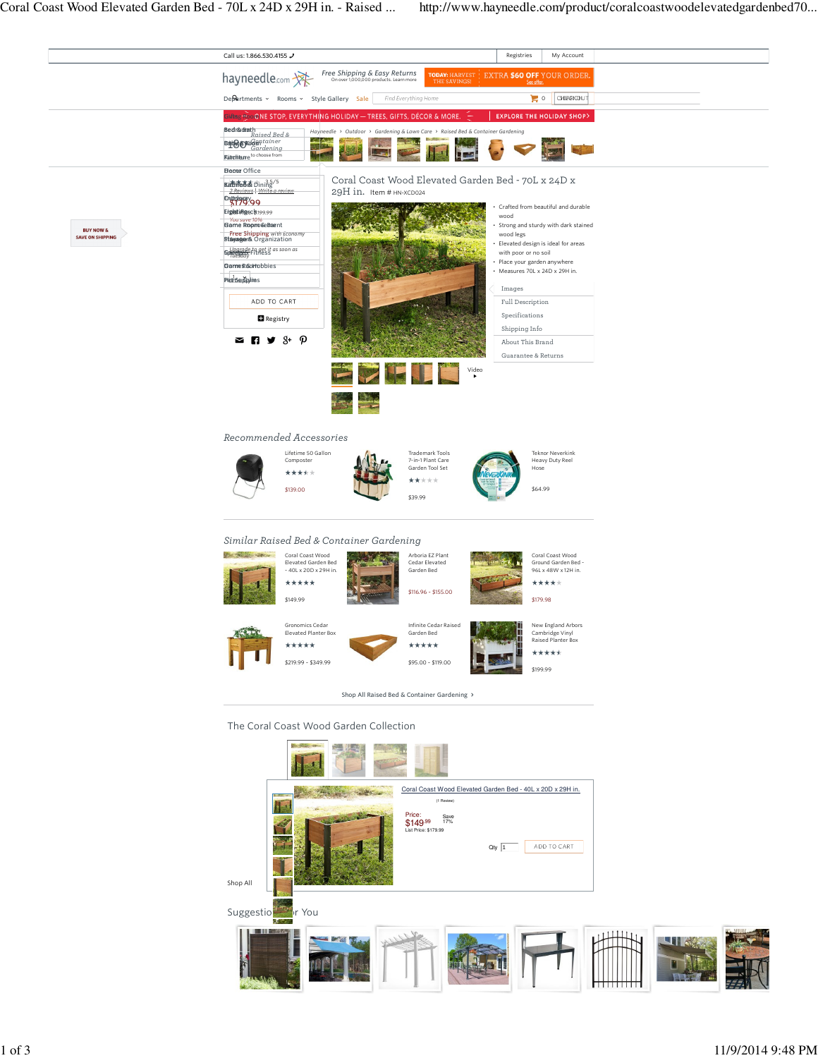Call us: 1.866.530.4155 | Registries | My Account

hayneedle.com — Free Shipping & Easy Returns On over 1,000,000 products. Learn more

TODAY: HARVEST THE SAVINGS! EXTRA $60 OFF YOUR ORDER. See offer.

Departments | Rooms | Style Gallery | Sale | Find Everything Home | 0 | CHECKOUT

ONE STOP, EVERYTHING HOLIDAY — TREES, GIFTS, DÉCOR & MORE. EXPLORE THE HOLIDAY SHOP

Hayneedle › Outdoor › Gardening & Lawn Care › Raised Bed & Container Gardening

Bed & Bath | Baby & Kids | Furniture | Decor | Kitchen & Dining | Outdoor | Lighting | Home Improvement | Storage & Organization | Sports & Fitness | Games & Hobbies | Pet Supplies | Office

Raised Bed & Container Gardening — 180 to choose from

BUY NOW & SAVE ON SHIPPING

# Coral Coast Wood Elevated Garden Bed - 70L x 24D x 29H in.

Item # HN-XCD024

3.5/5 — 2 Reviews | Write a review

$179.99

List Price: $199.99

You save 10%

Free Shipping with Economy

Upgrade to get it as soon as Tuesday

Qty 1

ADD TO CART

Registry

- Crafted from beautiful and durable wood
- Strong and sturdy with dark stained wood legs
- Elevated design is ideal for areas with poor or no soil
- Place your garden anywhere
- Measures 70L x 24D x 29H in.

Images | Full Description | Specifications | Shipping Info | About This Brand | Guarantee & Returns

Video

## Recommended Accessories

- Lifetime 50 Gallon Composter — $139.00
- Trademark Tools 7-in-1 Plant Care Garden Tool Set — $39.99
- Teknor Neverkink Heavy Duty Reel Hose — $64.99

## Similar Raised Bed & Container Gardening

- Coral Coast Wood Elevated Garden Bed - 40L x 20D x 29H in. — $149.99
- Arboria EZ Plant Cedar Elevated Garden Bed — $116.96 - $155.00
- Coral Coast Wood Ground Garden Bed - 96L x 48W x 12H in. — $179.98
- Gronomics Cedar Elevated Planter Box — $219.99 - $349.99
- Infinite Cedar Raised Garden Bed — $95.00 - $119.00
- New England Arbors Cambridge Vinyl Raised Planter Box — $199.99

Shop All Raised Bed & Container Gardening ›

## The Coral Coast Wood Garden Collection

Coral Coast Wood Elevated Garden Bed - 40L x 20D x 29H in.

(1 Review)

Price: $149.99 — Save 17%

List Price: $179.99

Qty 1 — ADD TO CART

Shop All

## Suggestions for You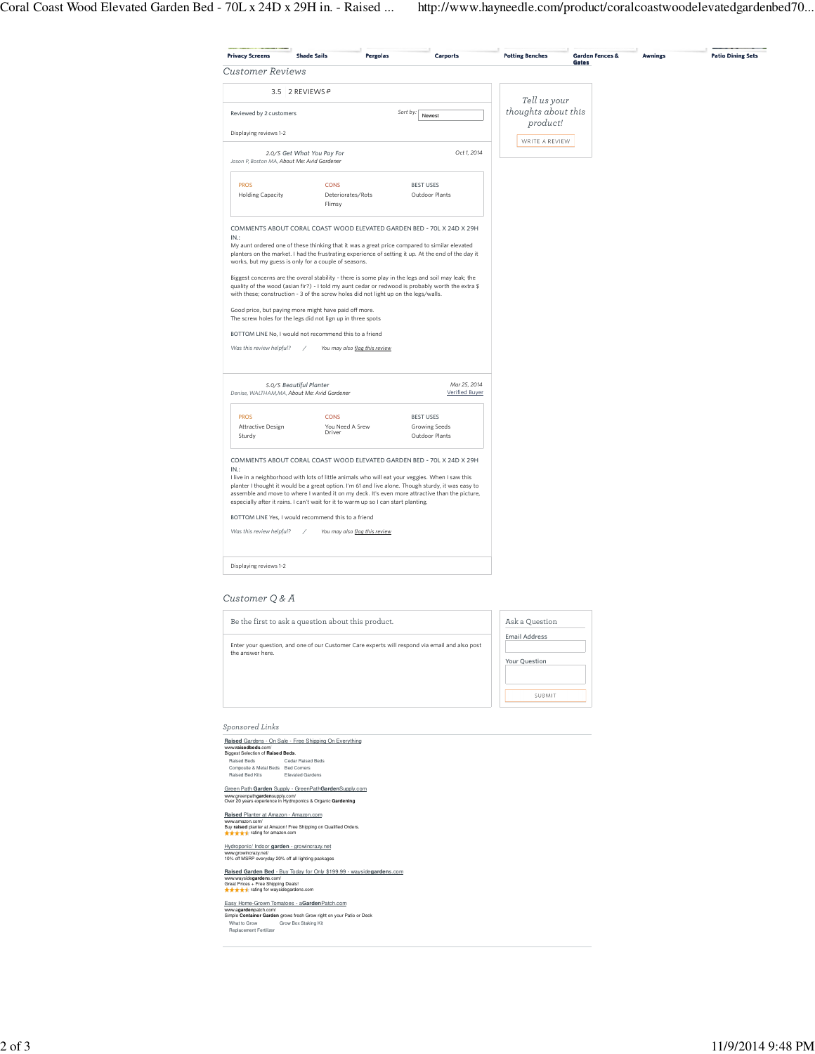Privacy Screens | Shade Sails | Pergolas | Carports | Potting Benches | Garden Fences & Gates | Awnings | Patio Dining Sets

## Customer Reviews

3.5 2 REVIEWS

Reviewed by 2 customers

Sort by: Newest

Displaying reviews 1-2

### 2.0/5 Get What You Pay For

Oct 1, 2014

Jason P, Boston MA, About Me: Avid Gardener

| PROS | CONS | BEST USES |
|---|---|---|
| Holding Capacity | Deteriorates/Rots | Outdoor Plants |
| | Flimsy | |

COMMENTS ABOUT CORAL COAST WOOD ELEVATED GARDEN BED - 70L X 24D X 29H IN.:

My aunt ordered one of these thinking that it was a great price compared to similar elevated planters on the market. I had the frustrating experience of setting it up. At the end of the day it works, but my guess is only for a couple of seasons.

Biggest concerns are the overal stability - there is some play in the legs and soil may leak; the quality of the wood (asian fir?) - I told my aunt cedar or redwood is probably worth the extra $ with these; construction - 3 of the screw holes did not light up on the legs/walls.

Good price, but paying more might have paid off more.
The screw holes for the legs did not lign up in three spots

BOTTOM LINE No, I would not recommend this to a friend

Was this review helpful? / You may also flag this review

### 5.0/5 Beautiful Planter

Mar 25, 2014

Denise, WALTHAM,MA, About Me: Avid Gardener

Verified Buyer

| PROS | CONS | BEST USES |
|---|---|---|
| Attractive Design | You Need A Srew Driver | Growing Seeds |
| Sturdy | | Outdoor Plants |

COMMENTS ABOUT CORAL COAST WOOD ELEVATED GARDEN BED - 70L X 24D X 29H IN.:

I live in a neighborhood with lots of little animals who will eat your veggies. When I saw this planter I thought it would be a great option. I'm 61 and live alone. Though sturdy, it was easy to assemble and move to where I wanted it on my deck. It's even more attractive than the picture, especially after it rains. I can't wait for it to warm up so I can start planting.

BOTTOM LINE Yes, I would recommend this to a friend

Was this review helpful? / You may also flag this review

Displaying reviews 1-2

Tell us your thoughts about this product!

WRITE A REVIEW

## Customer Q & A

Be the first to ask a question about this product.

Enter your question, and one of our Customer Care experts will respond via email and also post the answer here.

Ask a Question

Email Address

Your Question

SUBMIT

## Sponsored Links

**Raised** Gardens - On Sale - Free Shipping On Everything
www.**raisedbeds**.com/
Biggest Selection of **Raised Beds**.
Raised Beds | Cedar Raised Beds
Composite & Metal Beds | Bed Corners
Raised Bed Kits | Elevated Gardens

Green Path **Garden** Supply - GreenPath**Garden**Supply.com
www.greenpath**garden**supply.com/
Over 20 years experience in Hydroponics & Organic **Gardening**

**Raised** Planter at Amazon - Amazon.com
www.amazon.com/
Buy **raised** planter at Amazon! Free Shipping on Qualified Orders.
rating for amazon.com

Hydroponic/ Indoor **garden** - growincrazy.net
www.growincrazy.net/
10% off MSRP everyday 20% off all lighting packages

**Raised Garden Bed** - Buy Today for Only $199.99 - wayside**garden**s.com
www.wayside**garden**s.com/
Great Prices + Free Shipping Deals!
rating for waysidegardens.com

Easy Home-Grown Tomatoes - a**Garden**Patch.com
www.a**garden**patch.com/
Simple **Container Garden** grows fresh Grow right on your Patio or Deck
What to Grow | Grow Box Staking Kit
Replacement Fertilizer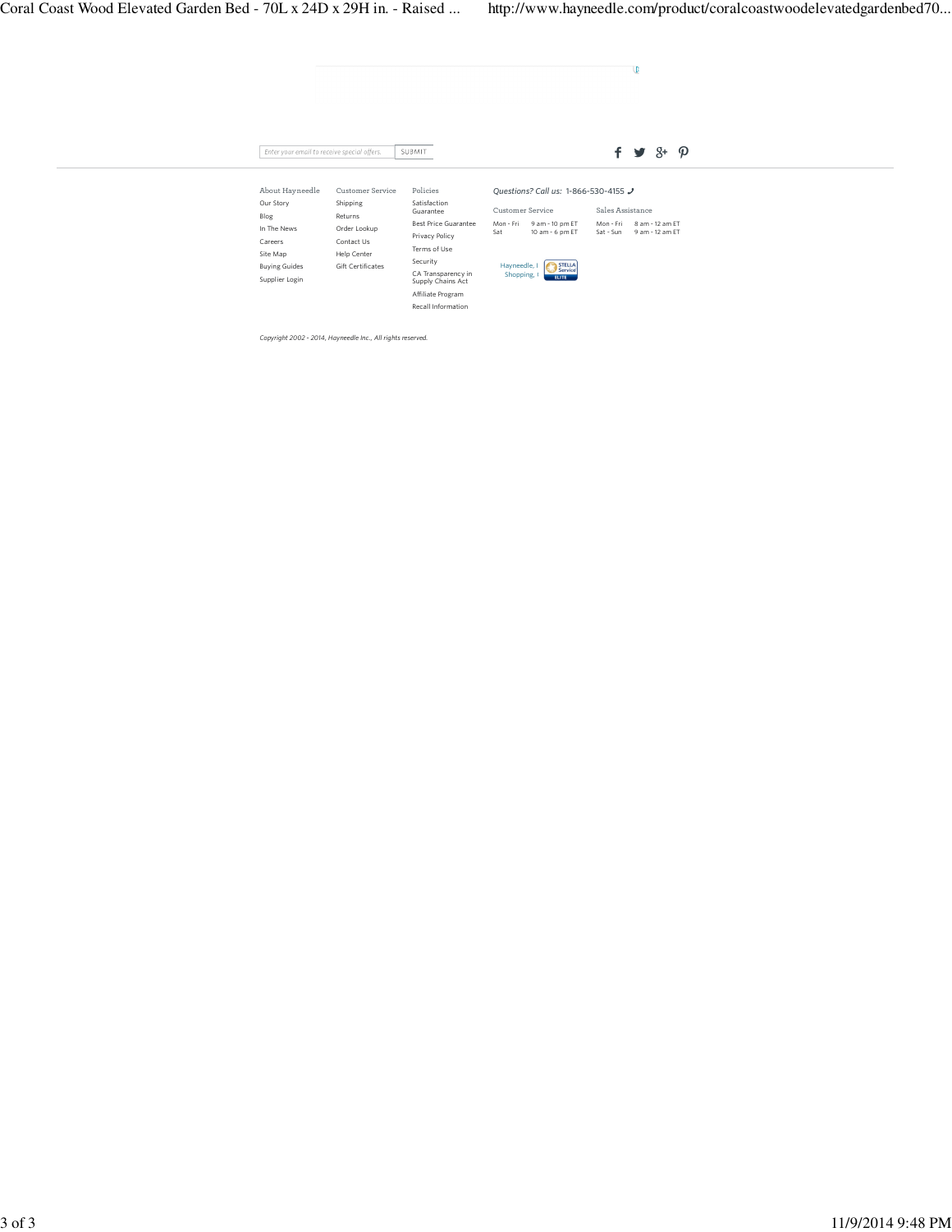Enter your email to receive special offers. SUBMIT

About Hayneedle
- Our Story
- Blog
- In The News
- Careers
- Site Map
- Buying Guides
- Supplier Login

Customer Service
- Shipping
- Returns
- Order Lookup
- Contact Us
- Help Center
- Gift Certificates

Policies
- Satisfaction Guarantee
- Best Price Guarantee
- Privacy Policy
- Terms of Use
- Security
- CA Transparency in Supply Chains Act
- Affiliate Program
- Recall Information

*Questions? Call us:* 1-866-530-4155

Customer Service

| | |
|---|---|
| Mon - Fri | 9 am - 10 pm ET |
| Sat | 10 am - 6 pm ET |

Sales Assistance

| | |
|---|---|
| Mon - Fri | 8 am - 12 am ET |
| Sat - Sun | 9 am - 12 am ET |

Hayneedle, I Shopping, I

STELLA Service ELITE

*Copyright 2002 - 2014, Hayneedle Inc., All rights reserved.*